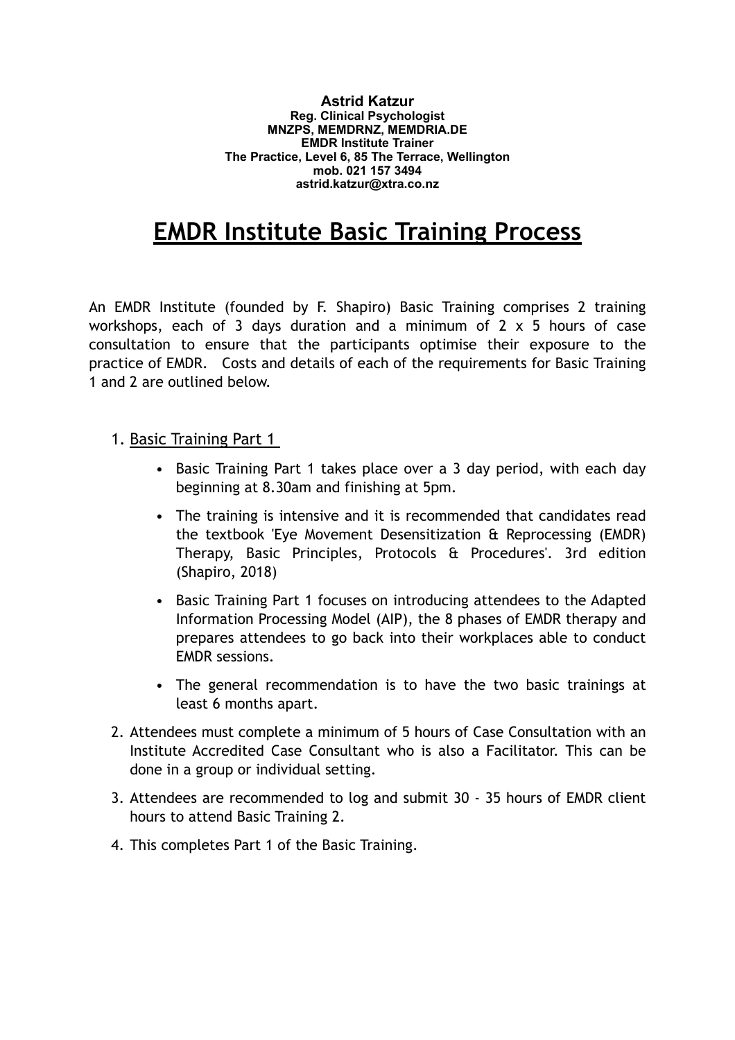**Astrid Katzur**
**Reg. Clinical Psychologist**
**MNZPS, MEMDRNZ, MEMDRIA.DE**
**EMDR Institute Trainer**
**The Practice, Level 6, 85 The Terrace, Wellington**
**mob. 021 157 3494**
**astrid.katzur@xtra.co.nz**

# EMDR Institute Basic Training Process

An EMDR Institute (founded by F. Shapiro) Basic Training comprises 2 training workshops, each of 3 days duration and a minimum of 2 x 5 hours of case consultation to ensure that the participants optimise their exposure to the practice of EMDR. Costs and details of each of the requirements for Basic Training 1 and 2 are outlined below.

1. Basic Training Part 1
   - Basic Training Part 1 takes place over a 3 day period, with each day beginning at 8.30am and finishing at 5pm.
   - The training is intensive and it is recommended that candidates read the textbook 'Eye Movement Desensitization & Reprocessing (EMDR) Therapy, Basic Principles, Protocols & Procedures'. 3rd edition (Shapiro, 2018)
   - Basic Training Part 1 focuses on introducing attendees to the Adapted Information Processing Model (AIP), the 8 phases of EMDR therapy and prepares attendees to go back into their workplaces able to conduct EMDR sessions.
   - The general recommendation is to have the two basic trainings at least 6 months apart.
2. Attendees must complete a minimum of 5 hours of Case Consultation with an Institute Accredited Case Consultant who is also a Facilitator. This can be done in a group or individual setting.
3. Attendees are recommended to log and submit 30 - 35 hours of EMDR client hours to attend Basic Training 2.
4. This completes Part 1 of the Basic Training.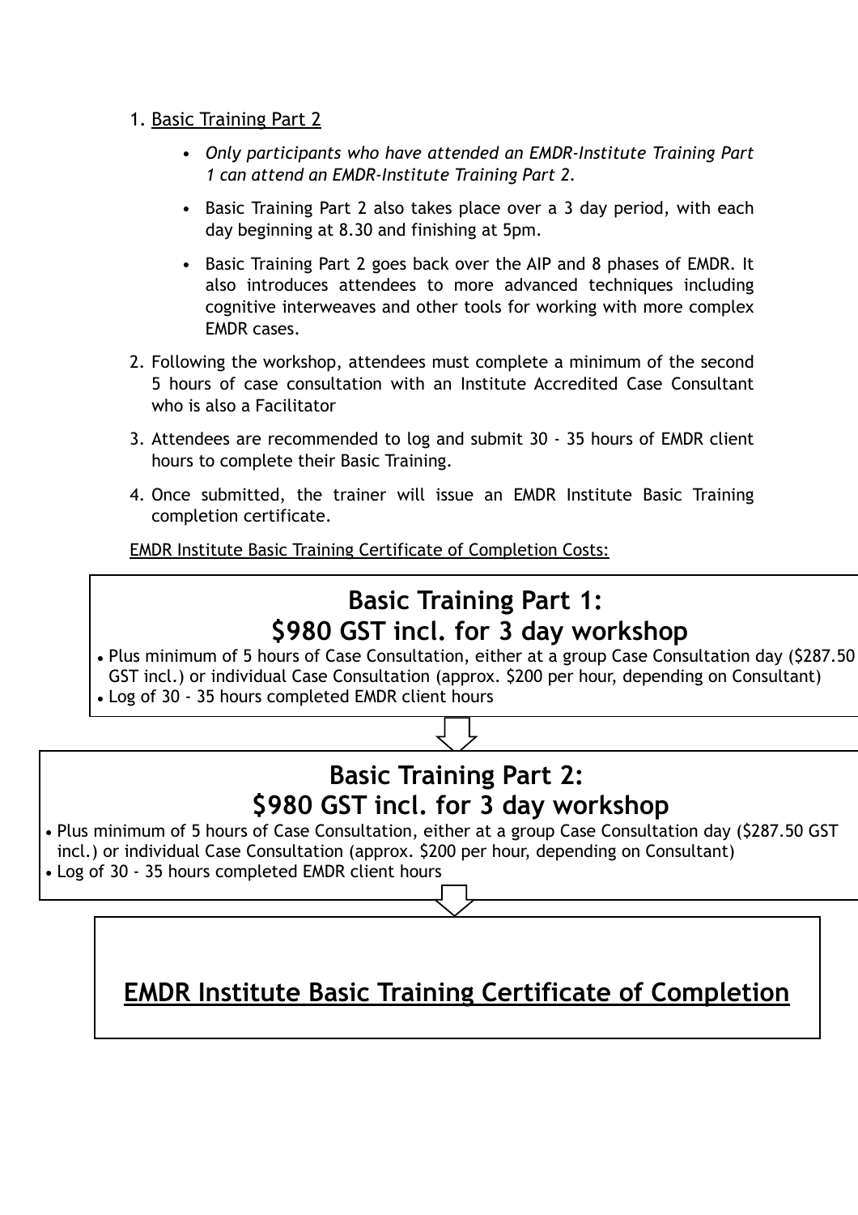1. Basic Training Part 2

    - *Only participants who have attended an EMDR-Institute Training Part 1 can attend an EMDR-Institute Training Part 2.*
    - Basic Training Part 2 also takes place over a 3 day period, with each day beginning at 8.30 and finishing at 5pm.
    - Basic Training Part 2 goes back over the AIP and 8 phases of EMDR. It also introduces attendees to more advanced techniques including cognitive interweaves and other tools for working with more complex EMDR cases.

2. Following the workshop, attendees must complete a minimum of the second 5 hours of case consultation with an Institute Accredited Case Consultant who is also a Facilitator

3. Attendees are recommended to log and submit 30 - 35 hours of EMDR client hours to complete their Basic Training.

4. Once submitted, the trainer will issue an EMDR Institute Basic Training completion certificate.

EMDR Institute Basic Training Certificate of Completion Costs:

## Basic Training Part 1:
## $980 GST incl. for 3 day workshop

- Plus minimum of 5 hours of Case Consultation, either at a group Case Consultation day ($287.50 GST incl.) or individual Case Consultation (approx. $200 per hour, depending on Consultant)
- Log of 30 - 35 hours completed EMDR client hours

## Basic Training Part 2:
## $980 GST incl. for 3 day workshop

- Plus minimum of 5 hours of Case Consultation, either at a group Case Consultation day ($287.50 GST incl.) or individual Case Consultation (approx. $200 per hour, depending on Consultant)
- Log of 30 - 35 hours completed EMDR client hours

## EMDR Institute Basic Training Certificate of Completion